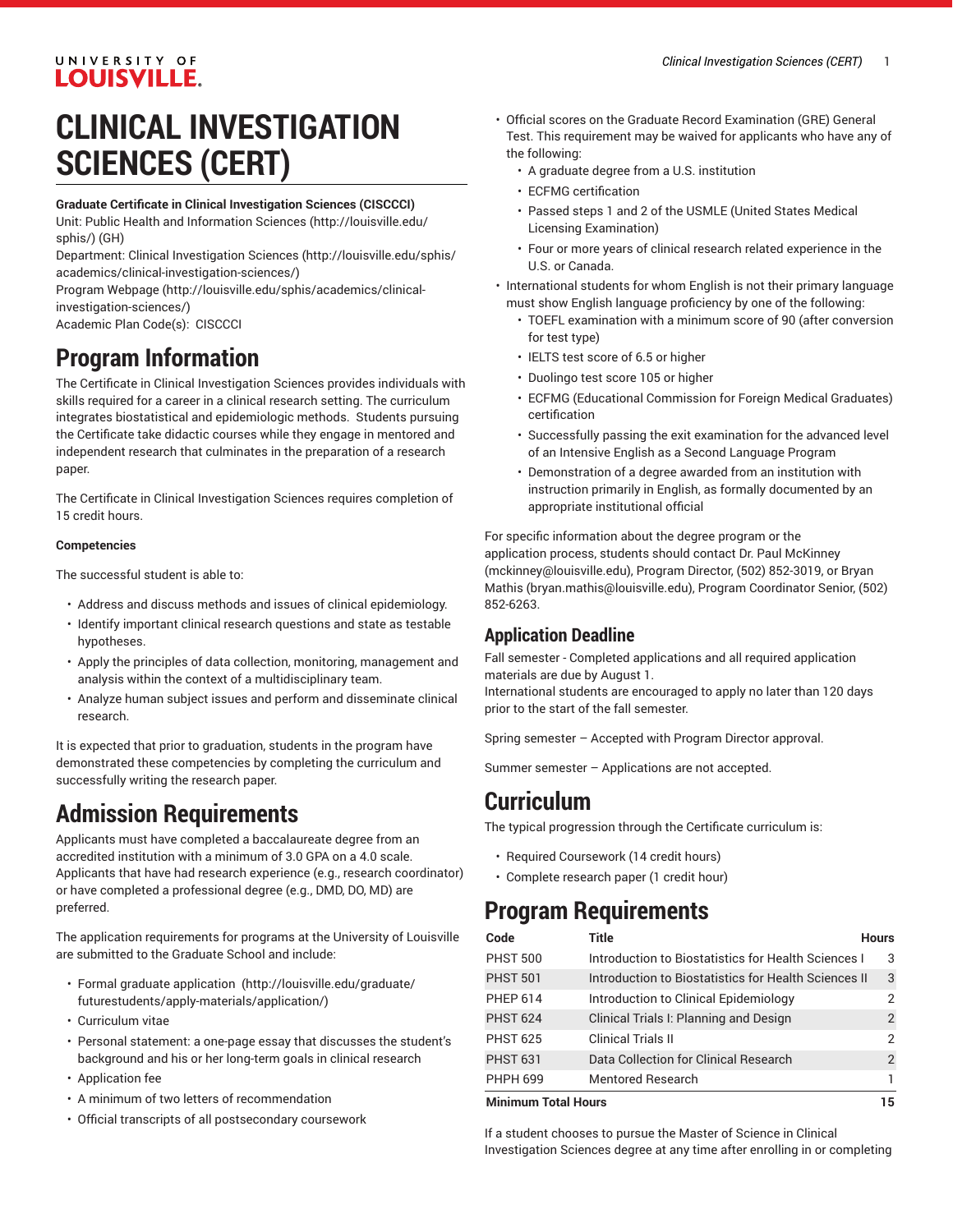# CLINICAL INVESTIGATION SCIENCES (CERT)

**Graduate Certificate in Clinical Investigation Sciences (CISCCCI)**
Unit: Public Health and Information Sciences (http://louisville.edu/sphis/) (GH)
Department: Clinical Investigation Sciences (http://louisville.edu/sphis/academics/clinical-investigation-sciences/)
Program Webpage (http://louisville.edu/sphis/academics/clinical-investigation-sciences/)
Academic Plan Code(s): CISCCCI

## Program Information

The Certificate in Clinical Investigation Sciences provides individuals with skills required for a career in a clinical research setting. The curriculum integrates biostatistical and epidemiologic methods. Students pursuing the Certificate take didactic courses while they engage in mentored and independent research that culminates in the preparation of a research paper.

The Certificate in Clinical Investigation Sciences requires completion of 15 credit hours.

**Competencies**

The successful student is able to:

- Address and discuss methods and issues of clinical epidemiology.
- Identify important clinical research questions and state as testable hypotheses.
- Apply the principles of data collection, monitoring, management and analysis within the context of a multidisciplinary team.
- Analyze human subject issues and perform and disseminate clinical research.

It is expected that prior to graduation, students in the program have demonstrated these competencies by completing the curriculum and successfully writing the research paper.

## Admission Requirements

Applicants must have completed a baccalaureate degree from an accredited institution with a minimum of 3.0 GPA on a 4.0 scale. Applicants that have had research experience (e.g., research coordinator) or have completed a professional degree (e.g., DMD, DO, MD) are preferred.

The application requirements for programs at the University of Louisville are submitted to the Graduate School and include:

- Formal graduate application (http://louisville.edu/graduate/futurestudents/apply-materials/application/)
- Curriculum vitae
- Personal statement: a one-page essay that discusses the student's background and his or her long-term goals in clinical research
- Application fee
- A minimum of two letters of recommendation
- Official transcripts of all postsecondary coursework
- Official scores on the Graduate Record Examination (GRE) General Test. This requirement may be waived for applicants who have any of the following:
  - A graduate degree from a U.S. institution
  - ECFMG certification
  - Passed steps 1 and 2 of the USMLE (United States Medical Licensing Examination)
  - Four or more years of clinical research related experience in the U.S. or Canada.
- International students for whom English is not their primary language must show English language proficiency by one of the following:
  - TOEFL examination with a minimum score of 90 (after conversion for test type)
  - IELTS test score of 6.5 or higher
  - Duolingo test score 105 or higher
  - ECFMG (Educational Commission for Foreign Medical Graduates) certification
  - Successfully passing the exit examination for the advanced level of an Intensive English as a Second Language Program
  - Demonstration of a degree awarded from an institution with instruction primarily in English, as formally documented by an appropriate institutional official

For specific information about the degree program or the application process, students should contact Dr. Paul McKinney (mckinney@louisville.edu), Program Director, (502) 852-3019, or Bryan Mathis (bryan.mathis@louisville.edu), Program Coordinator Senior, (502) 852-6263.

### Application Deadline

Fall semester - Completed applications and all required application materials are due by August 1.
International students are encouraged to apply no later than 120 days prior to the start of the fall semester.

Spring semester – Accepted with Program Director approval.

Summer semester – Applications are not accepted.

## Curriculum

The typical progression through the Certificate curriculum is:

- Required Coursework (14 credit hours)
- Complete research paper (1 credit hour)

## Program Requirements

| Code | Title | Hours |
|---|---|---|
| PHST 500 | Introduction to Biostatistics for Health Sciences I | 3 |
| PHST 501 | Introduction to Biostatistics for Health Sciences II | 3 |
| PHEP 614 | Introduction to Clinical Epidemiology | 2 |
| PHST 624 | Clinical Trials I: Planning and Design | 2 |
| PHST 625 | Clinical Trials II | 2 |
| PHST 631 | Data Collection for Clinical Research | 2 |
| PHPH 699 | Mentored Research | 1 |
| **Minimum Total Hours** | | **15** |

If a student chooses to pursue the Master of Science in Clinical Investigation Sciences degree at any time after enrolling in or completing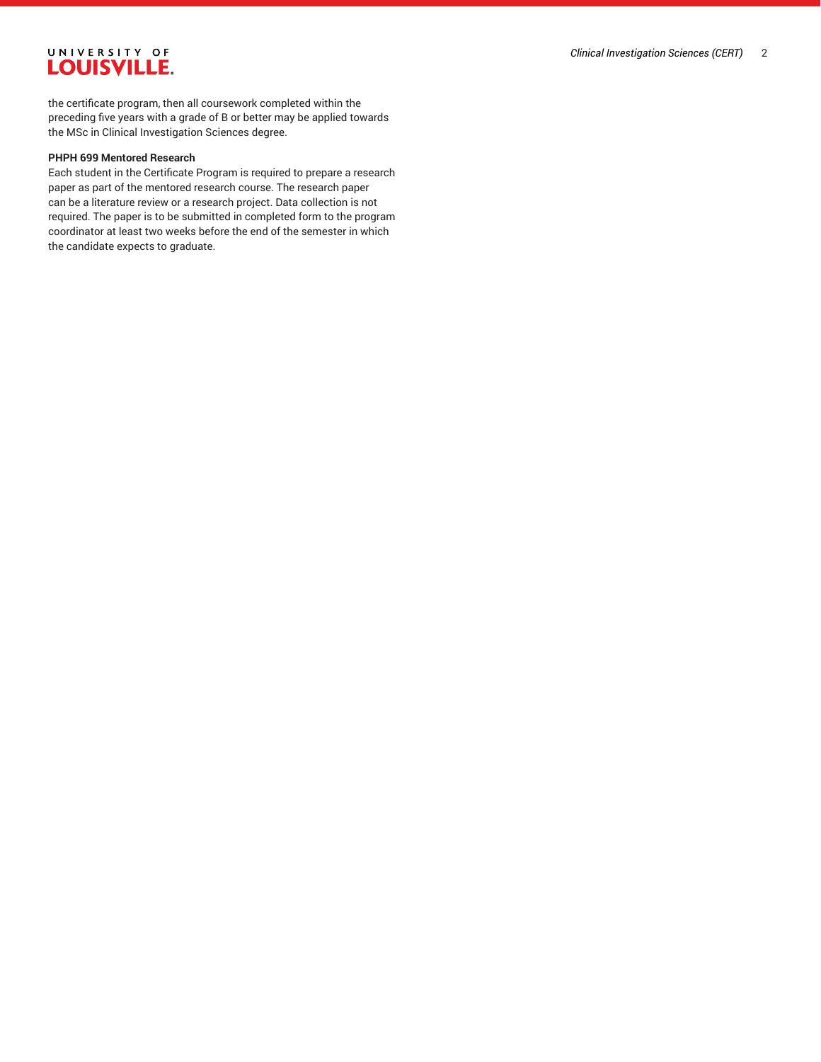the certificate program, then all coursework completed within the preceding five years with a grade of B or better may be applied towards the MSc in Clinical Investigation Sciences degree.

**PHPH 699 Mentored Research**

Each student in the Certificate Program is required to prepare a research paper as part of the mentored research course. The research paper can be a literature review or a research project. Data collection is not required. The paper is to be submitted in completed form to the program coordinator at least two weeks before the end of the semester in which the candidate expects to graduate.